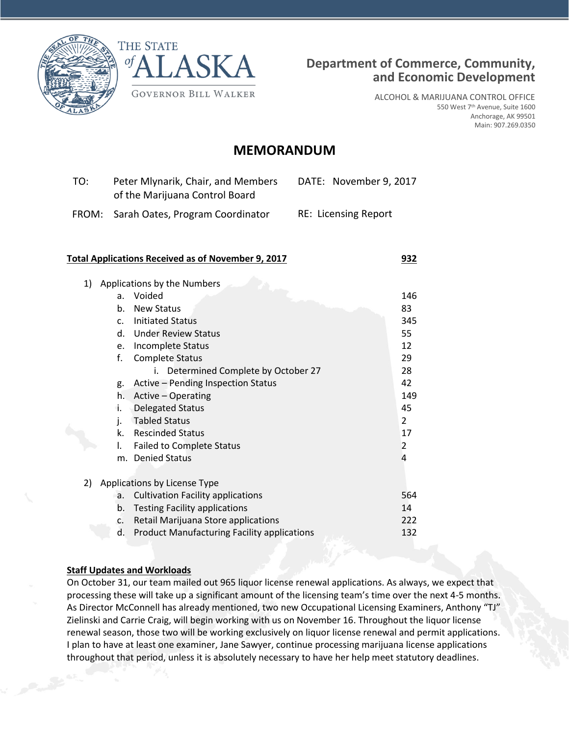THE STATE of ALASKA

GOVERNOR BILL WALKER

**Department of Commerce, Community, and Economic Development**

ALCOHOL & MARIJUANA CONTROL OFFICE
550 West 7th Avenue, Suite 1600
Anchorage, AK 99501
Main: 907.269.0350

# MEMORANDUM

TO: Peter Mlynarik, Chair, and Members of the Marijuana Control Board

DATE: November 9, 2017

FROM: Sarah Oates, Program Coordinator

RE: Licensing Report

**Total Applications Received as of November 9, 2017** **932**

1) Applications by the Numbers

| | |
|---|---|
| a. Voided | 146 |
| b. New Status | 83 |
| c. Initiated Status | 345 |
| d. Under Review Status | 55 |
| e. Incomplete Status | 12 |
| f. Complete Status | 29 |
| i. Determined Complete by October 27 | 28 |
| g. Active – Pending Inspection Status | 42 |
| h. Active – Operating | 149 |
| i. Delegated Status | 45 |
| j. Tabled Status | 2 |
| k. Rescinded Status | 17 |
| l. Failed to Complete Status | 2 |
| m. Denied Status | 4 |

2) Applications by License Type

| | |
|---|---|
| a. Cultivation Facility applications | 564 |
| b. Testing Facility applications | 14 |
| c. Retail Marijuana Store applications | 222 |
| d. Product Manufacturing Facility applications | 132 |

**Staff Updates and Workloads**

On October 31, our team mailed out 965 liquor license renewal applications. As always, we expect that processing these will take up a significant amount of the licensing team's time over the next 4-5 months. As Director McConnell has already mentioned, two new Occupational Licensing Examiners, Anthony "TJ" Zielinski and Carrie Craig, will begin working with us on November 16. Throughout the liquor license renewal season, those two will be working exclusively on liquor license renewal and permit applications. I plan to have at least one examiner, Jane Sawyer, continue processing marijuana license applications throughout that period, unless it is absolutely necessary to have her help meet statutory deadlines.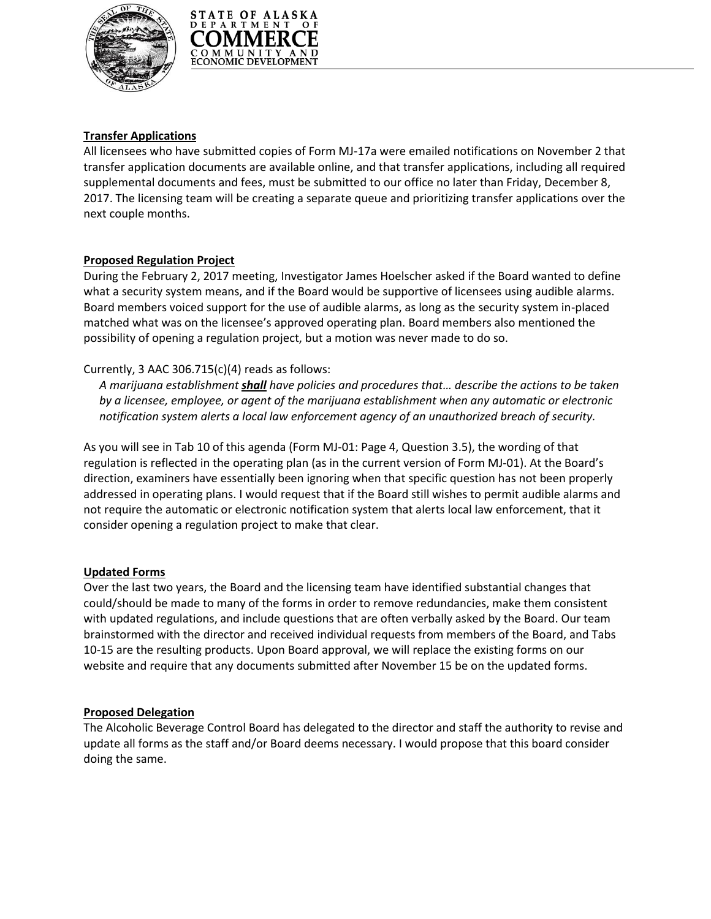**Transfer Applications**

All licensees who have submitted copies of Form MJ-17a were emailed notifications on November 2 that transfer application documents are available online, and that transfer applications, including all required supplemental documents and fees, must be submitted to our office no later than Friday, December 8, 2017. The licensing team will be creating a separate queue and prioritizing transfer applications over the next couple months.

**Proposed Regulation Project**

During the February 2, 2017 meeting, Investigator James Hoelscher asked if the Board wanted to define what a security system means, and if the Board would be supportive of licensees using audible alarms. Board members voiced support for the use of audible alarms, as long as the security system in-placed matched what was on the licensee's approved operating plan. Board members also mentioned the possibility of opening a regulation project, but a motion was never made to do so.

Currently, 3 AAC 306.715(c)(4) reads as follows:

> *A marijuana establishment **shall** have policies and procedures that… describe the actions to be taken by a licensee, employee, or agent of the marijuana establishment when any automatic or electronic notification system alerts a local law enforcement agency of an unauthorized breach of security.*

As you will see in Tab 10 of this agenda (Form MJ-01: Page 4, Question 3.5), the wording of that regulation is reflected in the operating plan (as in the current version of Form MJ-01). At the Board's direction, examiners have essentially been ignoring when that specific question has not been properly addressed in operating plans. I would request that if the Board still wishes to permit audible alarms and not require the automatic or electronic notification system that alerts local law enforcement, that it consider opening a regulation project to make that clear.

**Updated Forms**

Over the last two years, the Board and the licensing team have identified substantial changes that could/should be made to many of the forms in order to remove redundancies, make them consistent with updated regulations, and include questions that are often verbally asked by the Board. Our team brainstormed with the director and received individual requests from members of the Board, and Tabs 10-15 are the resulting products. Upon Board approval, we will replace the existing forms on our website and require that any documents submitted after November 15 be on the updated forms.

**Proposed Delegation**

The Alcoholic Beverage Control Board has delegated to the director and staff the authority to revise and update all forms as the staff and/or Board deems necessary. I would propose that this board consider doing the same.